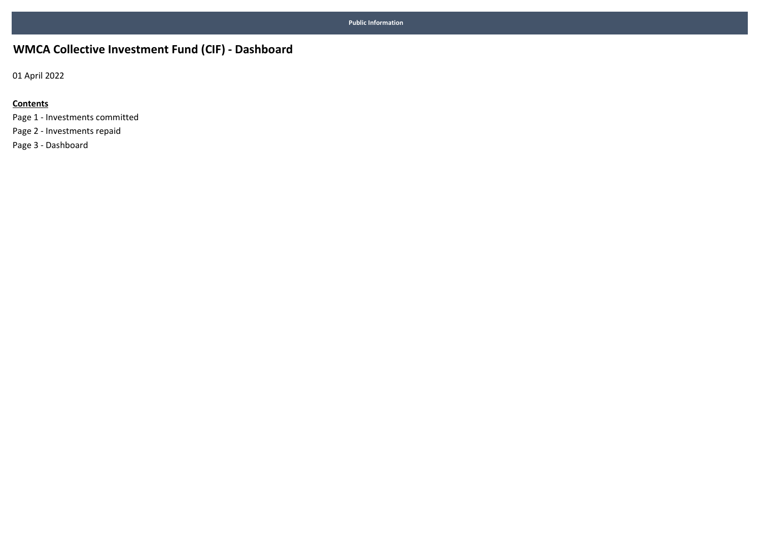Public Information

# WMCA Collective Investment Fund (CIF) - Dashboard

01 April 2022

**Contents**

Page 1 - Investments committed

Page 2 - Investments repaid

Page 3 - Dashboard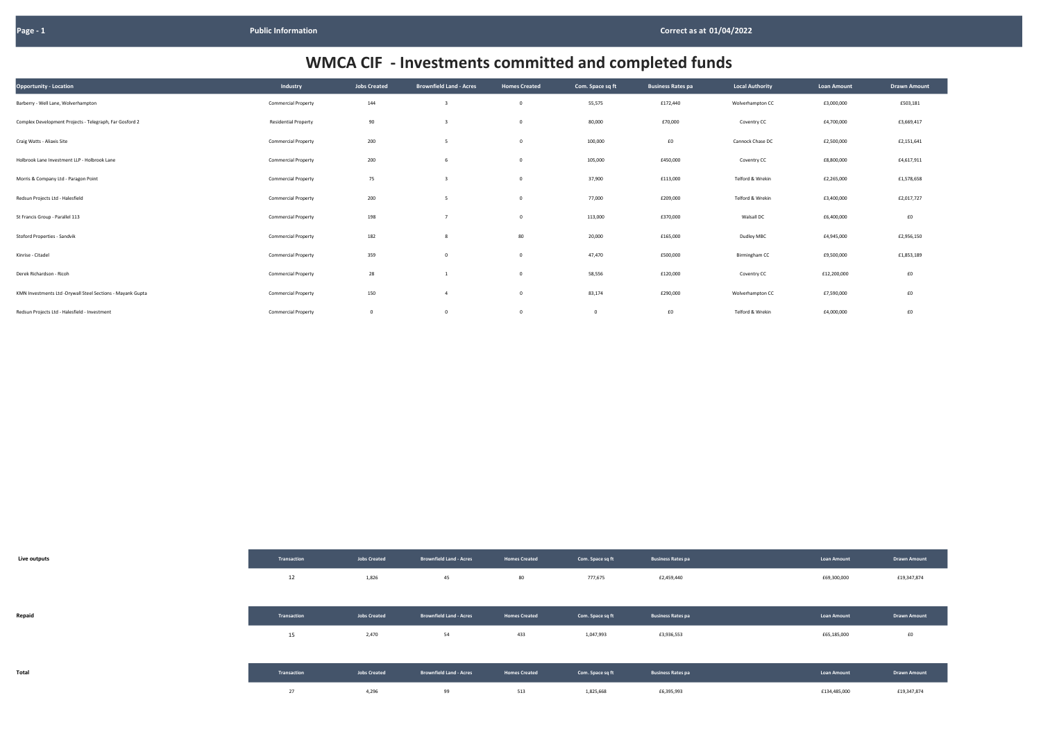# WMCA CIF - Investments committed and completed funds

| Opportunity - Location | Industry | Jobs Created | Brownfield Land - Acres | Homes Created | Com. Space sq ft | Business Rates pa | Local Authority | Loan Amount | Drawn Amount |
|---|---|---|---|---|---|---|---|---|---|
| Barberry - Well Lane, Wolverhampton | Commercial Property | 144 | 3 | 0 | 55,575 | £172,440 | Wolverhampton CC | £3,000,000 | £503,181 |
| Complex Development Projects - Telegraph, Far Gosford 2 | Residential Property | 90 | 3 | 0 | 80,000 | £70,000 | Coventry CC | £4,700,000 | £3,669,417 |
| Craig Watts - Aliaxis Site | Commercial Property | 200 | 5 | 0 | 100,000 | £0 | Cannock Chase DC | £2,500,000 | £2,151,641 |
| Holbrook Lane Investment LLP - Holbrook Lane | Commercial Property | 200 | 6 | 0 | 105,000 | £450,000 | Coventry CC | £8,800,000 | £4,617,911 |
| Morris & Company Ltd - Paragon Point | Commercial Property | 75 | 3 | 0 | 37,900 | £113,000 | Telford & Wrekin | £2,265,000 | £1,578,658 |
| Redsun Projects Ltd - Halesfield | Commercial Property | 200 | 5 | 0 | 77,000 | £209,000 | Telford & Wrekin | £3,400,000 | £2,017,727 |
| St Francis Group - Parallel 113 | Commercial Property | 198 | 7 | 0 | 113,000 | £370,000 | Walsall DC | £6,400,000 | £0 |
| Stoford Properties - Sandvik | Commercial Property | 182 | 8 | 80 | 20,000 | £165,000 | Dudley MBC | £4,945,000 | £2,956,150 |
| Kinrise - Citadel | Commercial Property | 359 | 0 | 0 | 47,470 | £500,000 | Birmingham CC | £9,500,000 | £1,853,189 |
| Derek Richardson - Ricoh | Commercial Property | 28 | 1 | 0 | 58,556 | £120,000 | Coventry CC | £12,200,000 | £0 |
| KMN Investments Ltd -Drywall Steel Sections - Mayank Gupta | Commercial Property | 150 | 4 | 0 | 83,174 | £290,000 | Wolverhampton CC | £7,590,000 | £0 |
| Redsun Projects Ltd - Halesfield - Investment | Commercial Property | 0 | 0 | 0 | 0 | £0 | Telford & Wrekin | £4,000,000 | £0 |

| | Transaction | Jobs Created | Brownfield Land - Acres | Homes Created | Com. Space sq ft | Business Rates pa | Loan Amount | Drawn Amount |
|---|---|---|---|---|---|---|---|---|
| **Live outputs** | 12 | 1,826 | 45 | 80 | 777,675 | £2,459,440 | £69,300,000 | £19,347,874 |
| **Repaid** | 15 | 2,470 | 54 | 433 | 1,047,993 | £3,936,553 | £65,185,000 | £0 |
| **Total** | 27 | 4,296 | 99 | 513 | 1,825,668 | £6,395,993 | £134,485,000 | £19,347,874 |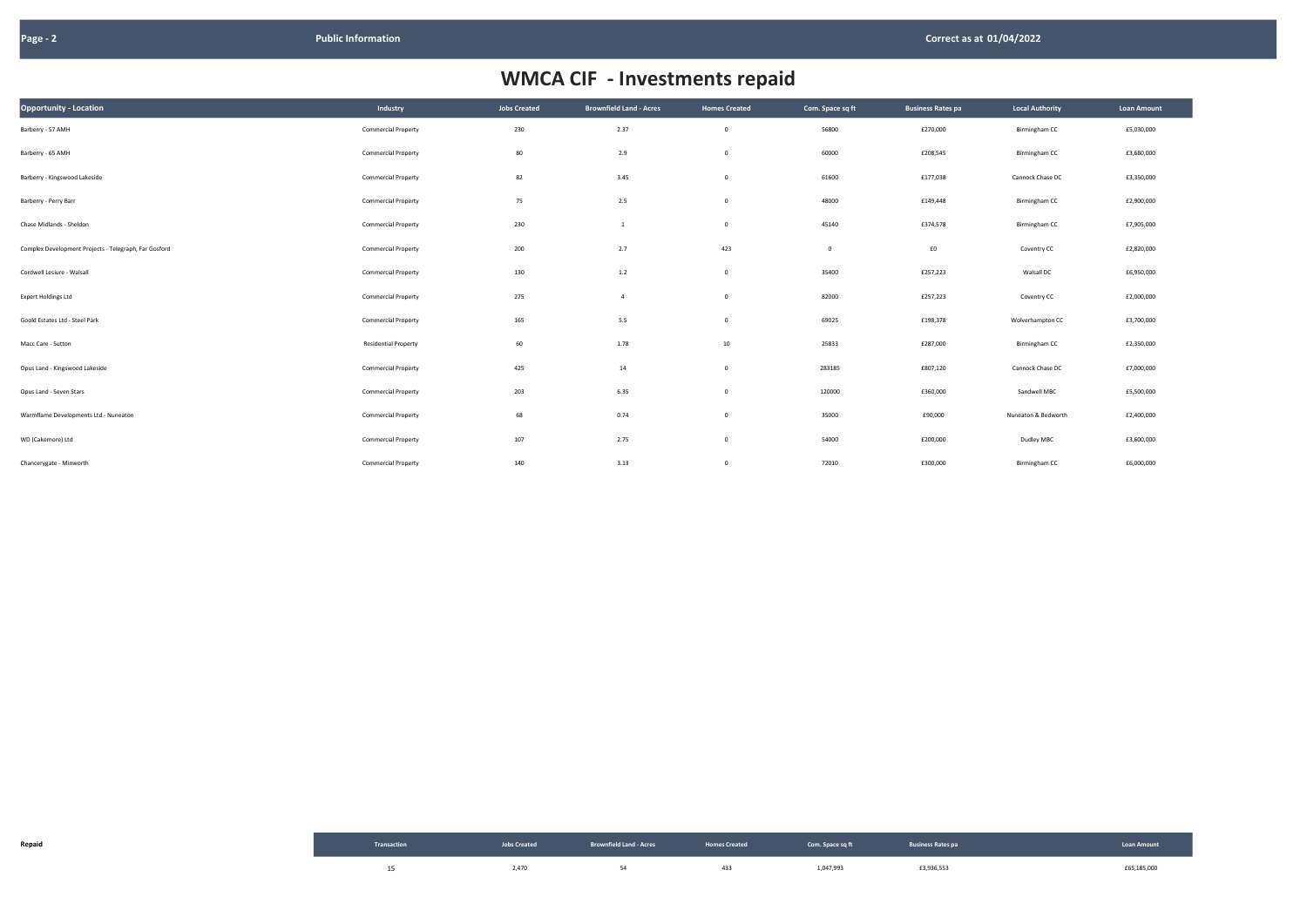# WMCA CIF - Investments repaid

| Opportunity - Location | Industry | Jobs Created | Brownfield Land - Acres | Homes Created | Com. Space sq ft | Business Rates pa | Local Authority | Loan Amount |
|---|---|---|---|---|---|---|---|---|
| Barberry - 57 AMH | Commercial Property | 230 | 2.37 | 0 | 56800 | £270,000 | Birmingham CC | £5,030,000 |
| Barberry - 65 AMH | Commercial Property | 80 | 2.9 | 0 | 60000 | £208,545 | Birmingham CC | £3,680,000 |
| Barberry - Kingswood Lakeside | Commercial Property | 82 | 3.45 | 0 | 61600 | £177,038 | Cannock Chase DC | £3,350,000 |
| Barberry - Perry Barr | Commercial Property | 75 | 2.5 | 0 | 48000 | £149,448 | Birmingham CC | £2,900,000 |
| Chase Midlands - Sheldon | Commercial Property | 230 | 1 | 0 | 45140 | £374,578 | Birmingham CC | £7,905,000 |
| Complex Development Projects - Telegraph, Far Gosford | Commercial Property | 200 | 2.7 | 423 | 0 | £0 | Coventry CC | £2,820,000 |
| Cordwell Lesiure - Walsall | Commercial Property | 130 | 1.2 | 0 | 35400 | £257,223 | Walsall DC | £6,950,000 |
| Expert Holdings Ltd | Commercial Property | 275 | 4 | 0 | 82000 | £257,223 | Coventry CC | £2,000,000 |
| Goold Estates Ltd - Steel Park | Commercial Property | 165 | 5.5 | 0 | 69025 | £198,378 | Wolverhampton CC | £3,700,000 |
| Macc Care - Sutton | Residential Property | 60 | 1.78 | 10 | 25833 | £287,000 | Birmingham CC | £2,350,000 |
| Opus Land - Kingswood Lakeside | Commercial Property | 425 | 14 | 0 | 283185 | £807,120 | Cannock Chase DC | £7,000,000 |
| Opus Land - Seven Stars | Commercial Property | 203 | 6.35 | 0 | 120000 | £360,000 | Sandwell MBC | £5,500,000 |
| Warmflame Developments Ltd - Nuneaton | Commercial Property | 68 | 0.74 | 0 | 35000 | £90,000 | Nuneaton & Bedworth | £2,400,000 |
| WD (Cakemore) Ltd | Commercial Property | 107 | 2.75 | 0 | 54000 | £200,000 | Dudley MBC | £3,600,000 |
| Chancerygate - Minworth | Commercial Property | 140 | 3.13 | 0 | 72010 | £300,000 | Birmingham CC | £6,000,000 |

**Repaid**

| Transaction | Jobs Created | Brownfield Land - Acres | Homes Created | Com. Space sq ft | Business Rates pa | Loan Amount |
|---|---|---|---|---|---|---|
| 15 | 2,470 | 54 | 433 | 1,047,993 | £3,936,553 | £65,185,000 |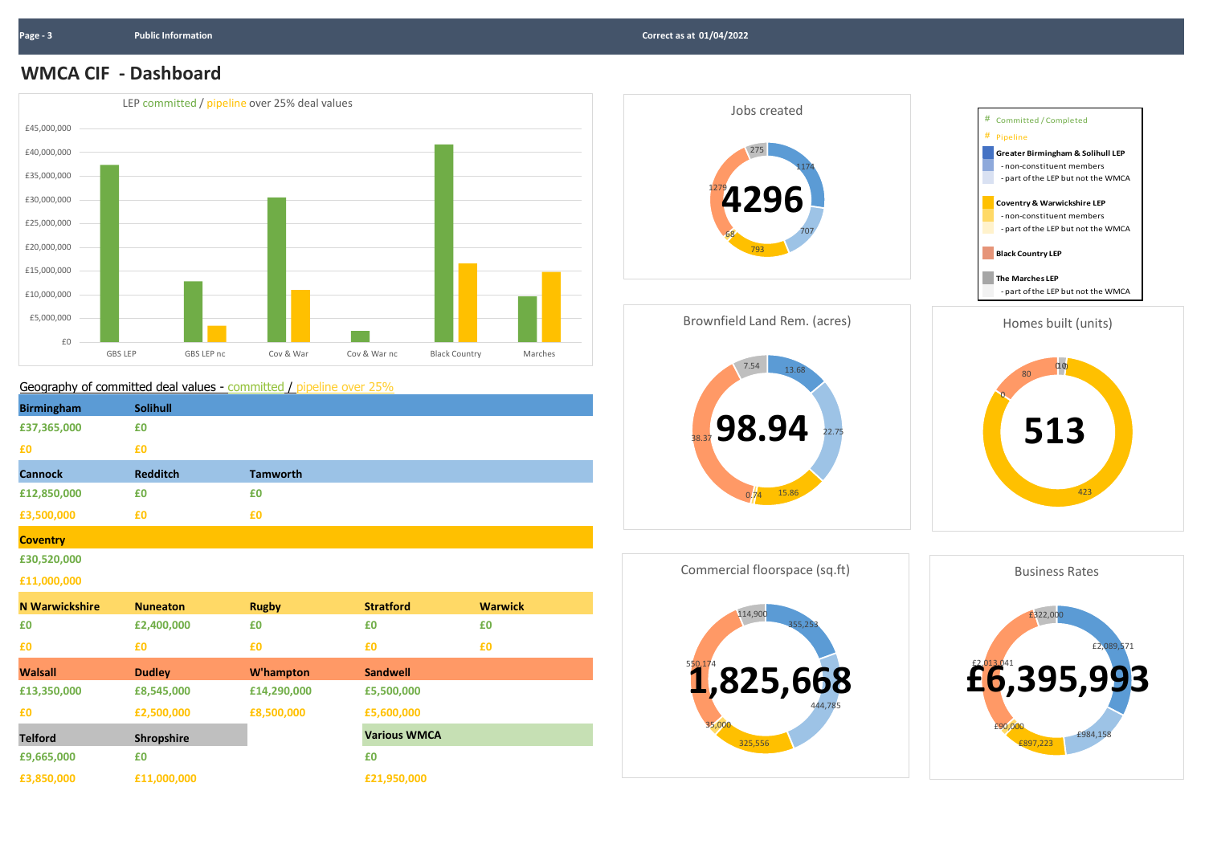# WMCA CIF - Dashboard

LEP committed / pipeline over 25% deal values

£45,000,000
£40,000,000
£35,000,000
£30,000,000
£25,000,000
£20,000,000
£15,000,000
£10,000,000
£5,000,000
£0

GBS LEP
GBS LEP nc
Cov & War
Cov & War nc
Black Country
Marches

## Geography of committed deal values - committed / pipeline over 25%

| Birmingham | Solihull | | | |
|---|---|---|---|---|
| £37,365,000 | £0 | | | |
| £0 | £0 | | | |
| **Cannock** | **Redditch** | **Tamworth** | | |
| £12,850,000 | £0 | £0 | | |
| £3,500,000 | £0 | £0 | | |
| **Coventry** | | | | |
| £30,520,000 | | | | |
| £11,000,000 | | | | |
| **N Warwickshire** | **Nuneaton** | **Rugby** | **Stratford** | **Warwick** |
| £0 | £2,400,000 | £0 | £0 | £0 |
| £0 | £0 | £0 | £0 | £0 |
| **Walsall** | **Dudley** | **W'hampton** | **Sandwell** | |
| £13,350,000 | £8,545,000 | £14,290,000 | £5,500,000 | |
| £0 | £2,500,000 | £8,500,000 | £5,600,000 | |
| **Telford** | **Shropshire** | | **Various WMCA** | |
| £9,665,000 | £0 | | £0 | |
| £3,850,000 | £11,000,000 | | £21,950,000 | |

## Jobs created

4296

1174
707
793
68
1279
275

## Brownfield Land Rem. (acres)

98.94

13.68
22.75
15.86
0.74
38.37
7.54

## Homes built (units)

513

0
0
80
0
423

## Commercial floorspace (sq.ft)

1,825,668

355,253
444,785
325,556
35,000
550,174
114,900

## Business Rates

£6,395,993

£2,089,571
£984,158
£897,223
£90,000
£2,013,041
£322,000

# Committed / Completed
# Pipeline

**Greater Birmingham & Solihull LEP**
- non-constituent members
- part of the LEP but not the WMCA

**Coventry & Warwickshire LEP**
- non-constituent members
- part of the LEP but not the WMCA

**Black Country LEP**

**The Marches LEP**
- part of the LEP but not the WMCA